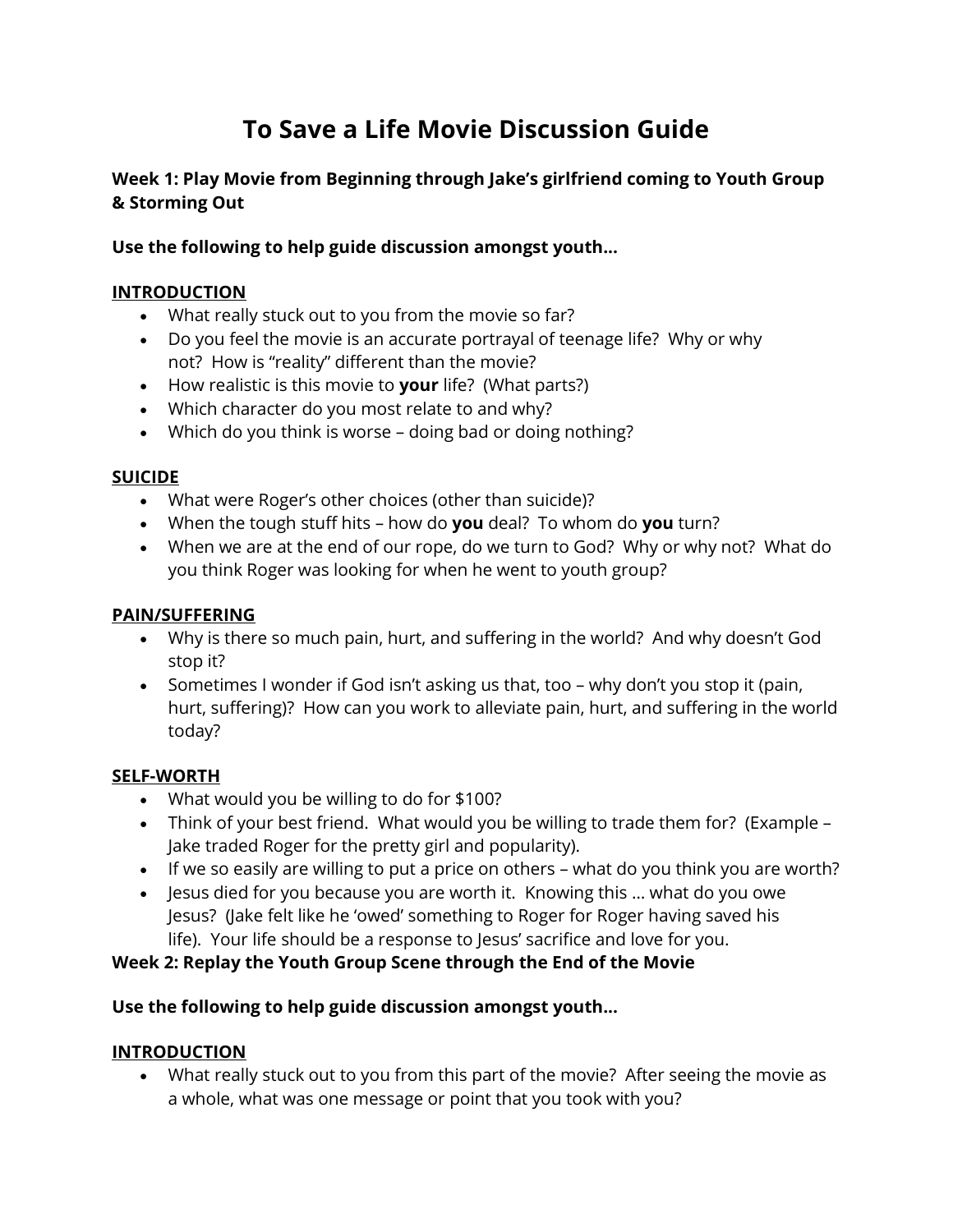# To Save a Life Movie Discussion Guide

### Week 1: Play Movie from Beginning through Jake's girlfriend coming to Youth Group & Storming Out

**Use the following to help guide discussion amongst youth…**

**INTRODUCTION**

- What really stuck out to you from the movie so far?
- Do you feel the movie is an accurate portrayal of teenage life? Why or why not? How is "reality" different than the movie?
- How realistic is this movie to **your** life? (What parts?)
- Which character do you most relate to and why?
- Which do you think is worse – doing bad or doing nothing?

**SUICIDE**

- What were Roger's other choices (other than suicide)?
- When the tough stuff hits – how do **you** deal? To whom do **you** turn?
- When we are at the end of our rope, do we turn to God? Why or why not? What do you think Roger was looking for when he went to youth group?

**PAIN/SUFFERING**

- Why is there so much pain, hurt, and suffering in the world? And why doesn't God stop it?
- Sometimes I wonder if God isn't asking us that, too – why don't you stop it (pain, hurt, suffering)? How can you work to alleviate pain, hurt, and suffering in the world today?

**SELF-WORTH**

- What would you be willing to do for $100?
- Think of your best friend. What would you be willing to trade them for? (Example – Jake traded Roger for the pretty girl and popularity).
- If we so easily are willing to put a price on others – what do you think you are worth?
- Jesus died for you because you are worth it. Knowing this … what do you owe Jesus? (Jake felt like he 'owed' something to Roger for Roger having saved his life). Your life should be a response to Jesus' sacrifice and love for you.

### Week 2: Replay the Youth Group Scene through the End of the Movie

**Use the following to help guide discussion amongst youth…**

**INTRODUCTION**

- What really stuck out to you from this part of the movie? After seeing the movie as a whole, what was one message or point that you took with you?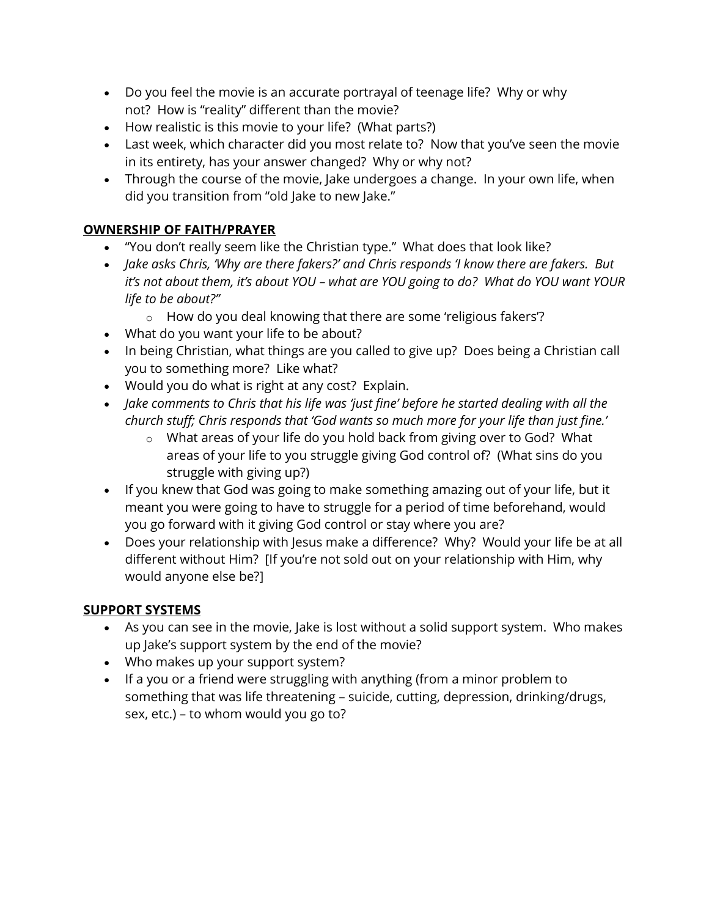- Do you feel the movie is an accurate portrayal of teenage life? Why or why not? How is "reality" different than the movie?
- How realistic is this movie to your life? (What parts?)
- Last week, which character did you most relate to? Now that you've seen the movie in its entirety, has your answer changed? Why or why not?
- Through the course of the movie, Jake undergoes a change. In your own life, when did you transition from "old Jake to new Jake."

**OWNERSHIP OF FAITH/PRAYER**

- "You don't really seem like the Christian type." What does that look like?
- *Jake asks Chris, 'Why are there fakers?' and Chris responds 'I know there are fakers. But it's not about them, it's about YOU – what are YOU going to do? What do YOU want YOUR life to be about?"*
  - How do you deal knowing that there are some 'religious fakers'?
- What do you want your life to be about?
- In being Christian, what things are you called to give up? Does being a Christian call you to something more? Like what?
- Would you do what is right at any cost? Explain.
- *Jake comments to Chris that his life was 'just fine' before he started dealing with all the church stuff; Chris responds that 'God wants so much more for your life than just fine.'*
  - What areas of your life do you hold back from giving over to God? What areas of your life to you struggle giving God control of? (What sins do you struggle with giving up?)
- If you knew that God was going to make something amazing out of your life, but it meant you were going to have to struggle for a period of time beforehand, would you go forward with it giving God control or stay where you are?
- Does your relationship with Jesus make a difference? Why? Would your life be at all different without Him? [If you're not sold out on your relationship with Him, why would anyone else be?]

**SUPPORT SYSTEMS**

- As you can see in the movie, Jake is lost without a solid support system. Who makes up Jake's support system by the end of the movie?
- Who makes up your support system?
- If a you or a friend were struggling with anything (from a minor problem to something that was life threatening – suicide, cutting, depression, drinking/drugs, sex, etc.) – to whom would you go to?